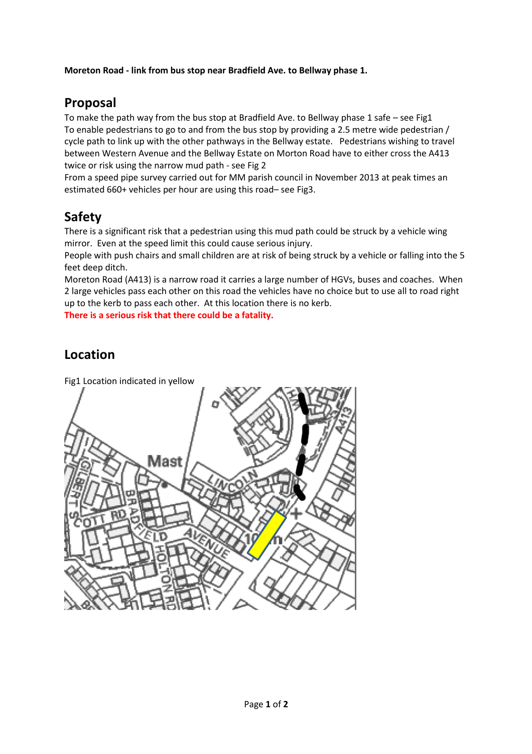**Moreton Road - link from bus stop near Bradfield Ave. to Bellway phase 1.**

## Proposal

To make the path way from the bus stop at Bradfield Ave. to Bellway phase 1 safe – see Fig1
To enable pedestrians to go to and from the bus stop by providing a 2.5 metre wide pedestrian / cycle path to link up with the other pathways in the Bellway estate. Pedestrians wishing to travel between Western Avenue and the Bellway Estate on Morton Road have to either cross the A413 twice or risk using the narrow mud path - see Fig 2
From a speed pipe survey carried out for MM parish council in November 2013 at peak times an estimated 660+ vehicles per hour are using this road– see Fig3.

## Safety

There is a significant risk that a pedestrian using this mud path could be struck by a vehicle wing mirror. Even at the speed limit this could cause serious injury.
People with push chairs and small children are at risk of being struck by a vehicle or falling into the 5 feet deep ditch.
Moreton Road (A413) is a narrow road it carries a large number of HGVs, buses and coaches. When 2 large vehicles pass each other on this road the vehicles have no choice but to use all to road right up to the kerb to pass each other. At this location there is no kerb.
**There is a serious risk that there could be a fatality.**

## Location

Fig1 Location indicated in yellow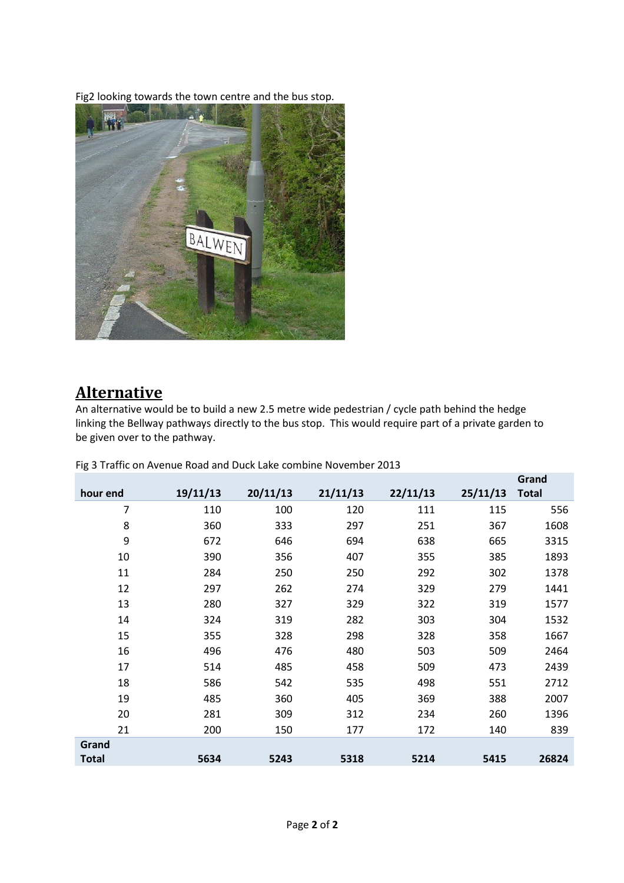Fig2 looking towards the town centre and the bus stop.

## Alternative

An alternative would be to build a new 2.5 metre wide pedestrian / cycle path behind the hedge linking the Bellway pathways directly to the bus stop. This would require part of a private garden to be given over to the pathway.

Fig 3 Traffic on Avenue Road and Duck Lake combine November 2013

| hour end | 19/11/13 | 20/11/13 | 21/11/13 | 22/11/13 | 25/11/13 | Grand Total |
|---|---|---|---|---|---|---|
| 7 | 110 | 100 | 120 | 111 | 115 | 556 |
| 8 | 360 | 333 | 297 | 251 | 367 | 1608 |
| 9 | 672 | 646 | 694 | 638 | 665 | 3315 |
| 10 | 390 | 356 | 407 | 355 | 385 | 1893 |
| 11 | 284 | 250 | 250 | 292 | 302 | 1378 |
| 12 | 297 | 262 | 274 | 329 | 279 | 1441 |
| 13 | 280 | 327 | 329 | 322 | 319 | 1577 |
| 14 | 324 | 319 | 282 | 303 | 304 | 1532 |
| 15 | 355 | 328 | 298 | 328 | 358 | 1667 |
| 16 | 496 | 476 | 480 | 503 | 509 | 2464 |
| 17 | 514 | 485 | 458 | 509 | 473 | 2439 |
| 18 | 586 | 542 | 535 | 498 | 551 | 2712 |
| 19 | 485 | 360 | 405 | 369 | 388 | 2007 |
| 20 | 281 | 309 | 312 | 234 | 260 | 1396 |
| 21 | 200 | 150 | 177 | 172 | 140 | 839 |
| **Grand Total** | **5634** | **5243** | **5318** | **5214** | **5415** | **26824** |